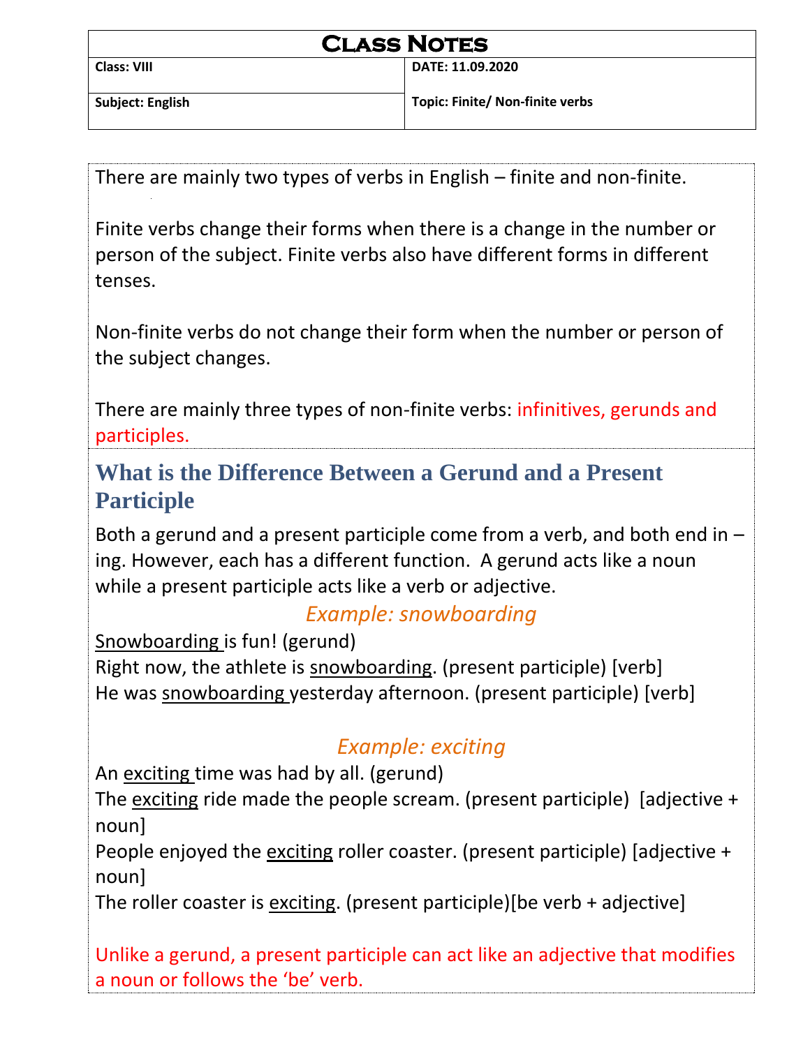# Class Notes

| Class: VIII | DATE: 11.09.2020 |
|---|---|
| Subject: English | Topic: Finite/ Non-finite verbs |

There are mainly two types of verbs in English – finite and non-finite.

Finite verbs change their forms when there is a change in the number or person of the subject. Finite verbs also have different forms in different tenses.

Non-finite verbs do not change their form when the number or person of the subject changes.

There are mainly three types of non-finite verbs: infinitives, gerunds and participles.

## What is the Difference Between a Gerund and a Present Participle

Both a gerund and a present participle come from a verb, and both end in –ing. However, each has a different function. A gerund acts like a noun while a present participle acts like a verb or adjective.

*Example: snowboarding*

Snowboarding is fun! (gerund)
Right now, the athlete is snowboarding. (present participle) [verb]
He was snowboarding yesterday afternoon. (present participle) [verb]

*Example: exciting*

An exciting time was had by all. (gerund)
The exciting ride made the people scream. (present participle) [adjective + noun]
People enjoyed the exciting roller coaster. (present participle) [adjective + noun]
The roller coaster is exciting. (present participle)[be verb + adjective]

Unlike a gerund, a present participle can act like an adjective that modifies a noun or follows the 'be' verb.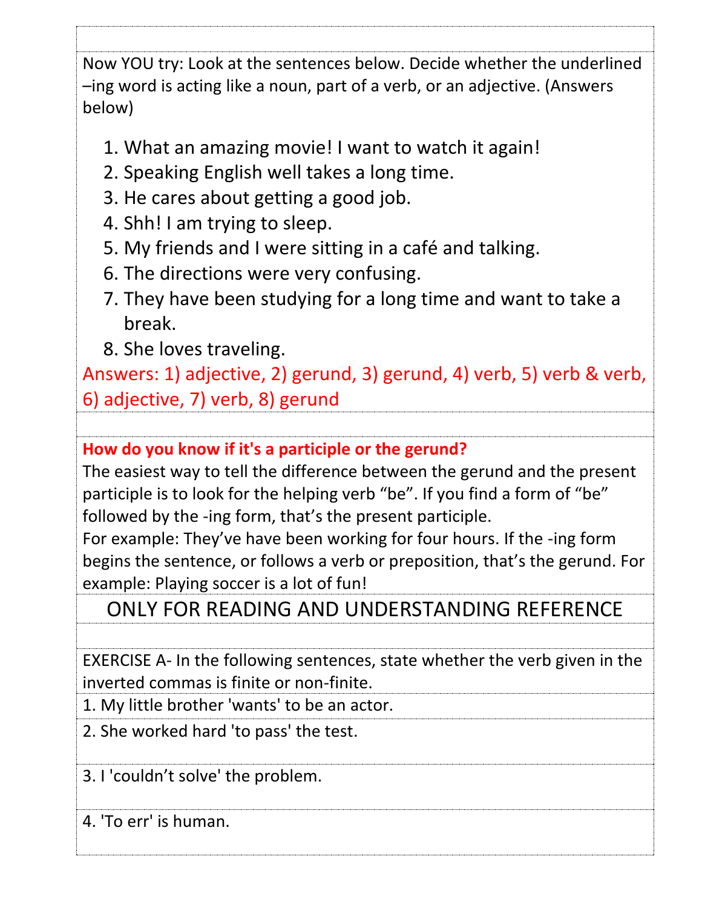Now YOU try: Look at the sentences below. Decide whether the underlined –ing word is acting like a noun, part of a verb, or an adjective. (Answers below)

1. What an amazing movie! I want to watch it again!
2. Speaking English well takes a long time.
3. He cares about getting a good job.
4. Shh! I am trying to sleep.
5. My friends and I were sitting in a café and talking.
6. The directions were very confusing.
7. They have been studying for a long time and want to take a break.
8. She loves traveling.

Answers: 1) adjective, 2) gerund, 3) gerund, 4) verb, 5) verb & verb, 6) adjective, 7) verb, 8) gerund

**How do you know if it's a participle or the gerund?**

The easiest way to tell the difference between the gerund and the present participle is to look for the helping verb "be". If you find a form of "be" followed by the -ing form, that's the present participle.

For example: They've have been working for four hours. If the -ing form begins the sentence, or follows a verb or preposition, that's the gerund. For example: Playing soccer is a lot of fun!

ONLY FOR READING AND UNDERSTANDING REFERENCE

EXERCISE A- In the following sentences, state whether the verb given in the inverted commas is finite or non-finite.

1. My little brother 'wants' to be an actor.
2. She worked hard 'to pass' the test.
3. I 'couldn't solve' the problem.
4. 'To err' is human.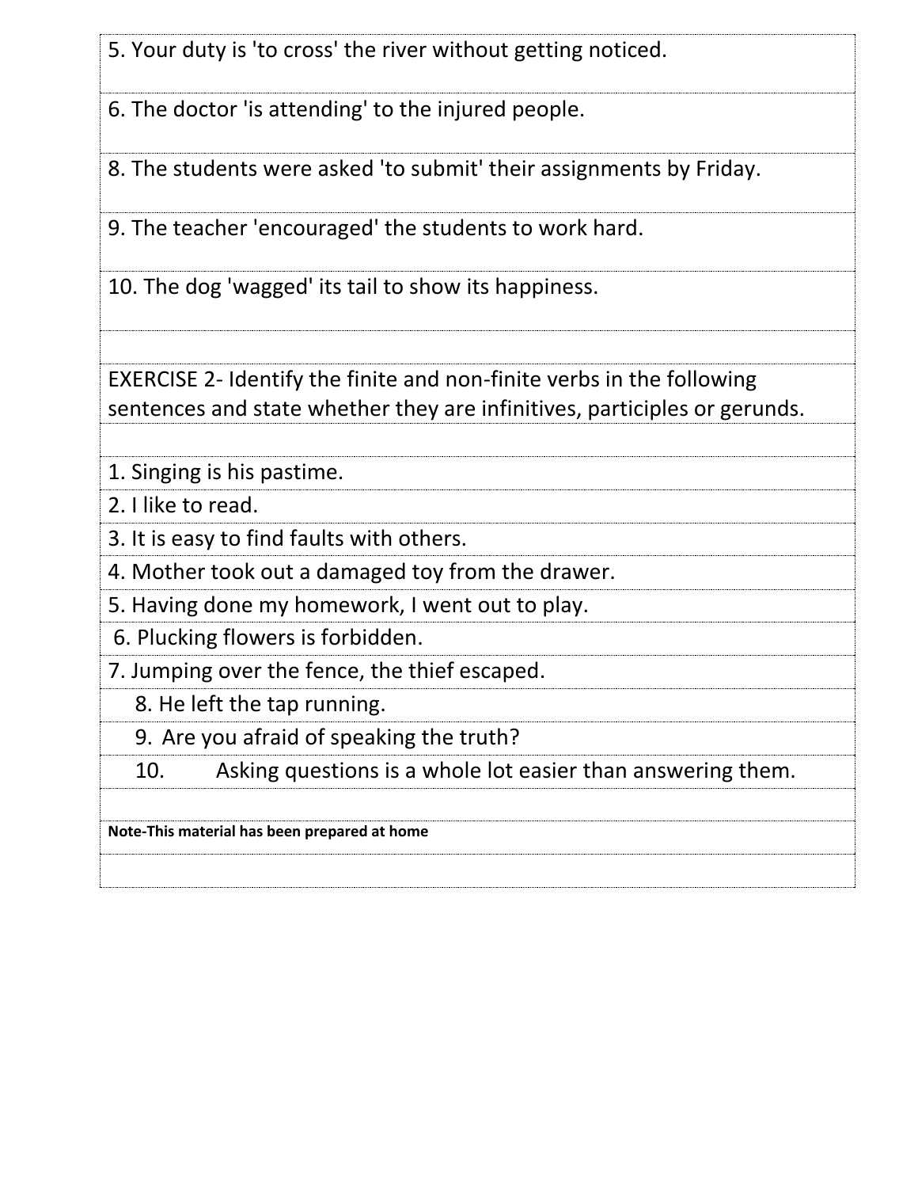5. Your duty is 'to cross' the river without getting noticed.

6. The doctor 'is attending' to the injured people.

8. The students were asked 'to submit' their assignments by Friday.

9. The teacher 'encouraged' the students to work hard.

10. The dog 'wagged' its tail to show its happiness.

EXERCISE 2- Identify the finite and non-finite verbs in the following sentences and state whether they are infinitives, participles or gerunds.

1. Singing is his pastime.
2. I like to read.
3. It is easy to find faults with others.
4. Mother took out a damaged toy from the drawer.
5. Having done my homework, I went out to play.
6. Plucking flowers is forbidden.
7. Jumping over the fence, the thief escaped.
8. He left the tap running.
9. Are you afraid of speaking the truth?
10. Asking questions is a whole lot easier than answering them.

**Note-This material has been prepared at home**